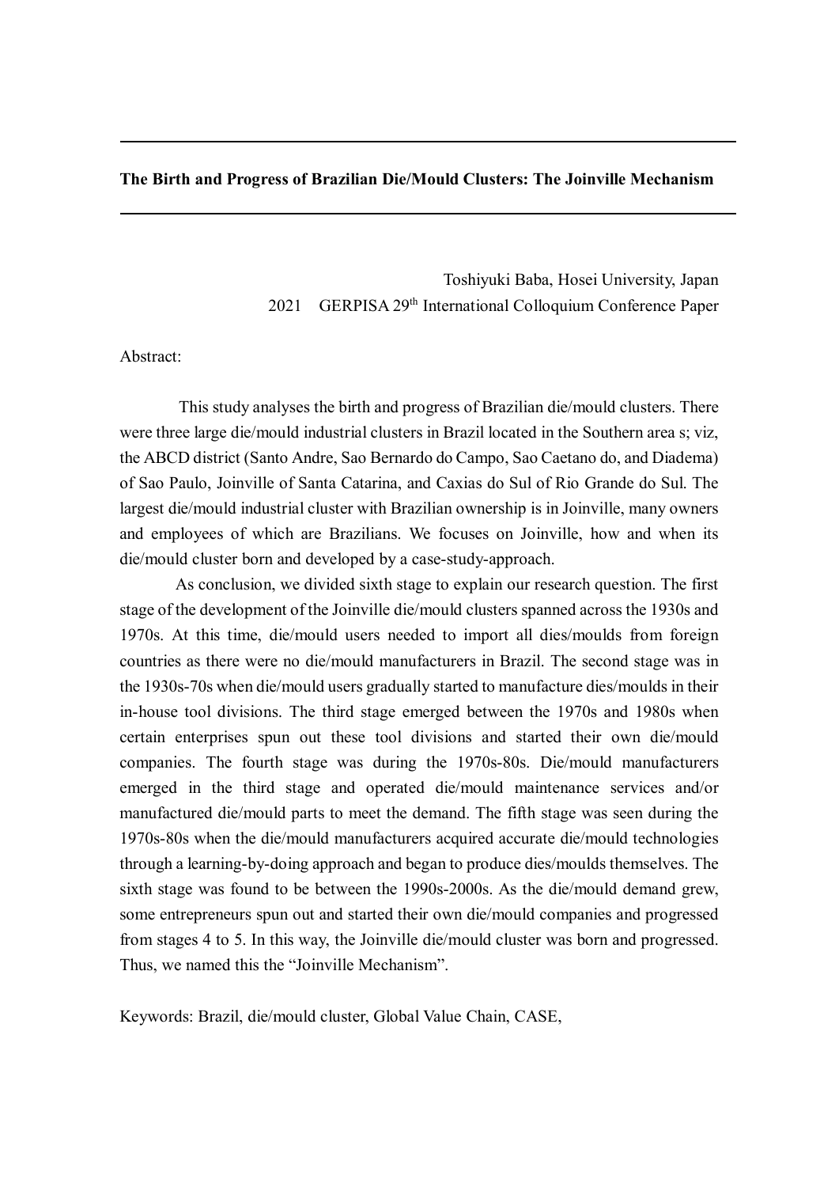**The Birth and Progress of Brazilian Die/Mould Clusters: The Joinville Mechanism**

Toshiyuki Baba, Hosei University, Japan

2021 GERPISA 29th International Colloquium Conference Paper

Abstract:

This study analyses the birth and progress of Brazilian die/mould clusters. There were three large die/mould industrial clusters in Brazil located in the Southern area s; viz, the ABCD district (Santo Andre, Sao Bernardo do Campo, Sao Caetano do, and Diadema) of Sao Paulo, Joinville of Santa Catarina, and Caxias do Sul of Rio Grande do Sul. The largest die/mould industrial cluster with Brazilian ownership is in Joinville, many owners and employees of which are Brazilians. We focuses on Joinville, how and when its die/mould cluster born and developed by a case-study-approach.

As conclusion, we divided sixth stage to explain our research question. The first stage of the development of the Joinville die/mould clusters spanned across the 1930s and 1970s. At this time, die/mould users needed to import all dies/moulds from foreign countries as there were no die/mould manufacturers in Brazil. The second stage was in the 1930s-70s when die/mould users gradually started to manufacture dies/moulds in their in-house tool divisions. The third stage emerged between the 1970s and 1980s when certain enterprises spun out these tool divisions and started their own die/mould companies. The fourth stage was during the 1970s-80s. Die/mould manufacturers emerged in the third stage and operated die/mould maintenance services and/or manufactured die/mould parts to meet the demand. The fifth stage was seen during the 1970s-80s when the die/mould manufacturers acquired accurate die/mould technologies through a learning-by-doing approach and began to produce dies/moulds themselves. The sixth stage was found to be between the 1990s-2000s. As the die/mould demand grew, some entrepreneurs spun out and started their own die/mould companies and progressed from stages 4 to 5. In this way, the Joinville die/mould cluster was born and progressed. Thus, we named this the "Joinville Mechanism".

Keywords: Brazil, die/mould cluster, Global Value Chain, CASE,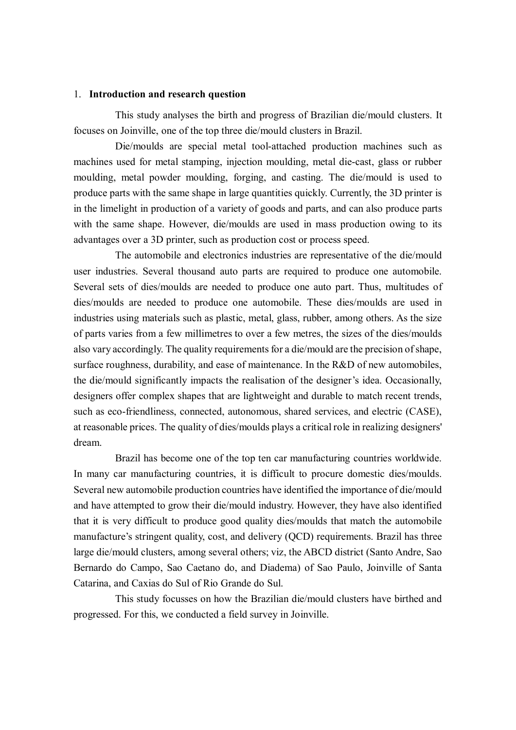## 1. **Introduction and research question**

This study analyses the birth and progress of Brazilian die/mould clusters. It focuses on Joinville, one of the top three die/mould clusters in Brazil.

Die/moulds are special metal tool-attached production machines such as machines used for metal stamping, injection moulding, metal die-cast, glass or rubber moulding, metal powder moulding, forging, and casting. The die/mould is used to produce parts with the same shape in large quantities quickly. Currently, the 3D printer is in the limelight in production of a variety of goods and parts, and can also produce parts with the same shape. However, die/moulds are used in mass production owing to its advantages over a 3D printer, such as production cost or process speed.

The automobile and electronics industries are representative of the die/mould user industries. Several thousand auto parts are required to produce one automobile. Several sets of dies/moulds are needed to produce one auto part. Thus, multitudes of dies/moulds are needed to produce one automobile. These dies/moulds are used in industries using materials such as plastic, metal, glass, rubber, among others. As the size of parts varies from a few millimetres to over a few metres, the sizes of the dies/moulds also vary accordingly. The quality requirements for a die/mould are the precision of shape, surface roughness, durability, and ease of maintenance. In the R&D of new automobiles, the die/mould significantly impacts the realisation of the designer's idea. Occasionally, designers offer complex shapes that are lightweight and durable to match recent trends, such as eco-friendliness, connected, autonomous, shared services, and electric (CASE), at reasonable prices. The quality of dies/moulds plays a critical role in realizing designers' dream.

Brazil has become one of the top ten car manufacturing countries worldwide. In many car manufacturing countries, it is difficult to procure domestic dies/moulds. Several new automobile production countries have identified the importance of die/mould and have attempted to grow their die/mould industry. However, they have also identified that it is very difficult to produce good quality dies/moulds that match the automobile manufacture's stringent quality, cost, and delivery (QCD) requirements. Brazil has three large die/mould clusters, among several others; viz, the ABCD district (Santo Andre, Sao Bernardo do Campo, Sao Caetano do, and Diadema) of Sao Paulo, Joinville of Santa Catarina, and Caxias do Sul of Rio Grande do Sul.

This study focusses on how the Brazilian die/mould clusters have birthed and progressed. For this, we conducted a field survey in Joinville.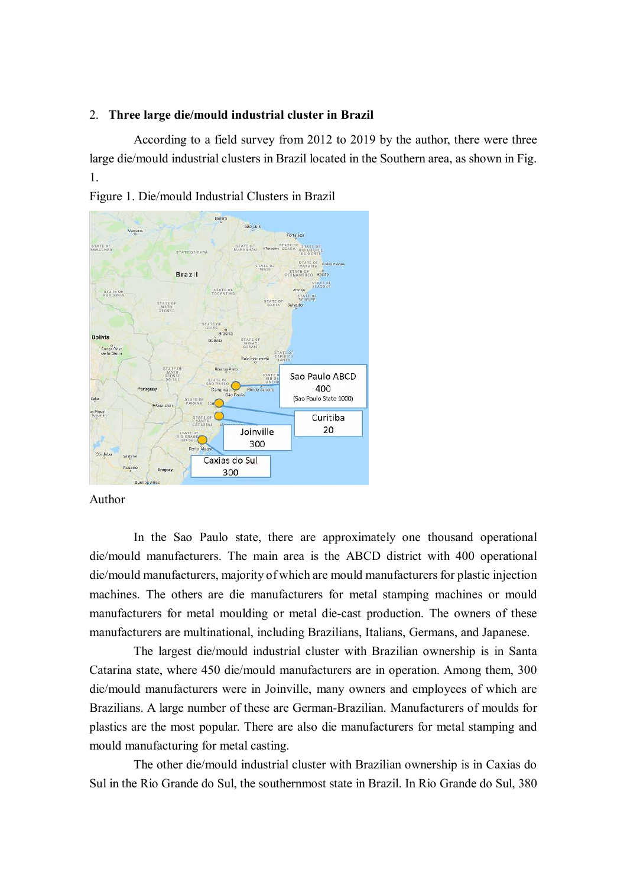## 2. Three large die/mould industrial cluster in Brazil

According to a field survey from 2012 to 2019 by the author, there were three large die/mould industrial clusters in Brazil located in the Southern area, as shown in Fig. 1.

Figure 1. Die/mould Industrial Clusters in Brazil

Author

In the Sao Paulo state, there are approximately one thousand operational die/mould manufacturers. The main area is the ABCD district with 400 operational die/mould manufacturers, majority of which are mould manufacturers for plastic injection machines. The others are die manufacturers for metal stamping machines or mould manufacturers for metal moulding or metal die-cast production. The owners of these manufacturers are multinational, including Brazilians, Italians, Germans, and Japanese.

The largest die/mould industrial cluster with Brazilian ownership is in Santa Catarina state, where 450 die/mould manufacturers are in operation. Among them, 300 die/mould manufacturers were in Joinville, many owners and employees of which are Brazilians. A large number of these are German-Brazilian. Manufacturers of moulds for plastics are the most popular. There are also die manufacturers for metal stamping and mould manufacturing for metal casting.

The other die/mould industrial cluster with Brazilian ownership is in Caxias do Sul in the Rio Grande do Sul, the southernmost state in Brazil. In Rio Grande do Sul, 380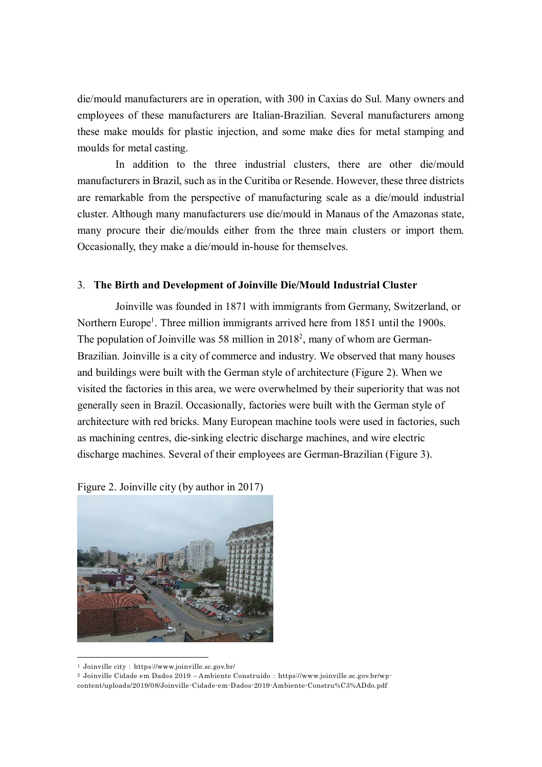die/mould manufacturers are in operation, with 300 in Caxias do Sul. Many owners and employees of these manufacturers are Italian-Brazilian. Several manufacturers among these make moulds for plastic injection, and some make dies for metal stamping and moulds for metal casting.

In addition to the three industrial clusters, there are other die/mould manufacturers in Brazil, such as in the Curitiba or Resende. However, these three districts are remarkable from the perspective of manufacturing scale as a die/mould industrial cluster. Although many manufacturers use die/mould in Manaus of the Amazonas state, many procure their die/moulds either from the three main clusters or import them. Occasionally, they make a die/mould in-house for themselves.

## 3. **The Birth and Development of Joinville Die/Mould Industrial Cluster**

Joinville was founded in 1871 with immigrants from Germany, Switzerland, or Northern Europe[1]. Three million immigrants arrived here from 1851 until the 1900s. The population of Joinville was 58 million in 2018[2], many of whom are German-Brazilian. Joinville is a city of commerce and industry. We observed that many houses and buildings were built with the German style of architecture (Figure 2). When we visited the factories in this area, we were overwhelmed by their superiority that was not generally seen in Brazil. Occasionally, factories were built with the German style of architecture with red bricks. Many European machine tools were used in factories, such as machining centres, die-sinking electric discharge machines, and wire electric discharge machines. Several of their employees are German-Brazilian (Figure 3).

Figure 2. Joinville city (by author in 2017)

[1] Joinville city : https://www.joinville.sc.gov.br/

[2] Joinville Cidade em Dados 2019 – Ambiente Construído : https://www.joinville.sc.gov.br/wp-content/uploads/2019/08/Joinville-Cidade-em-Dados-2019-Ambiente-Constru%C3%ADdo.pdf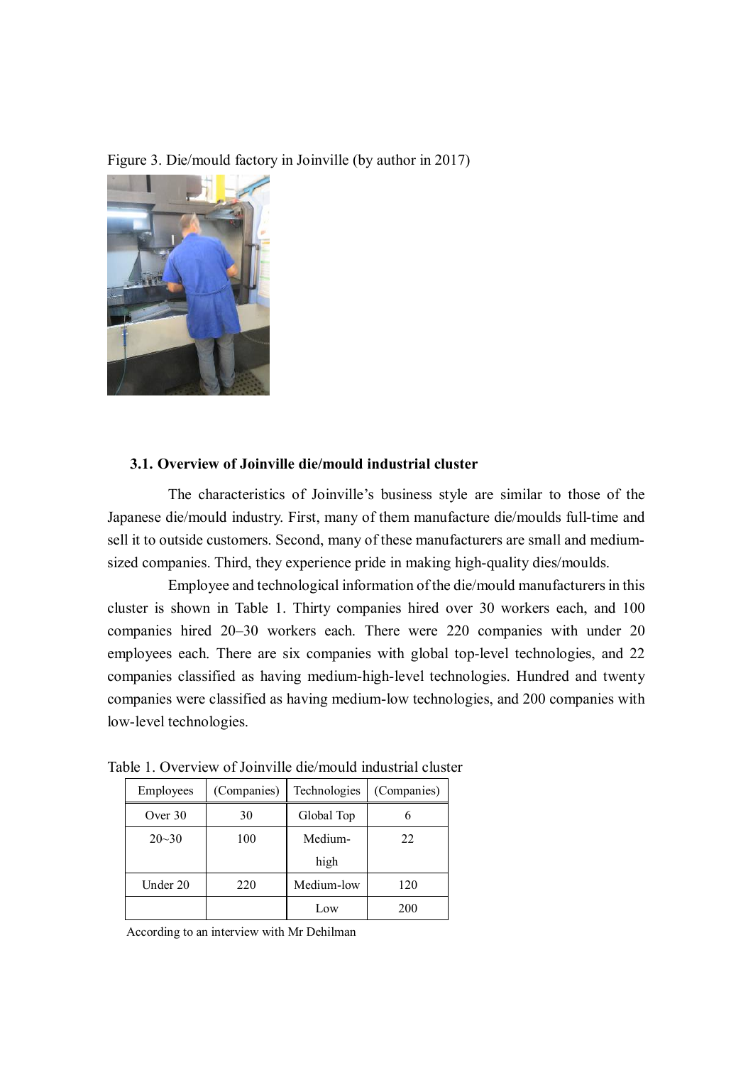Figure 3. Die/mould factory in Joinville (by author in 2017)

### 3.1. Overview of Joinville die/mould industrial cluster

The characteristics of Joinville's business style are similar to those of the Japanese die/mould industry. First, many of them manufacture die/moulds full-time and sell it to outside customers. Second, many of these manufacturers are small and medium-sized companies. Third, they experience pride in making high-quality dies/moulds.

Employee and technological information of the die/mould manufacturers in this cluster is shown in Table 1. Thirty companies hired over 30 workers each, and 100 companies hired 20–30 workers each. There were 220 companies with under 20 employees each. There are six companies with global top-level technologies, and 22 companies classified as having medium-high-level technologies. Hundred and twenty companies were classified as having medium-low technologies, and 200 companies with low-level technologies.

Table 1. Overview of Joinville die/mould industrial cluster

| Employees | (Companies) | Technologies | (Companies) |
|---|---|---|---|
| Over 30 | 30 | Global Top | 6 |
| 20~30 | 100 | Medium-high | 22 |
| Under 20 | 220 | Medium-low | 120 |
| | | Low | 200 |

According to an interview with Mr Dehilman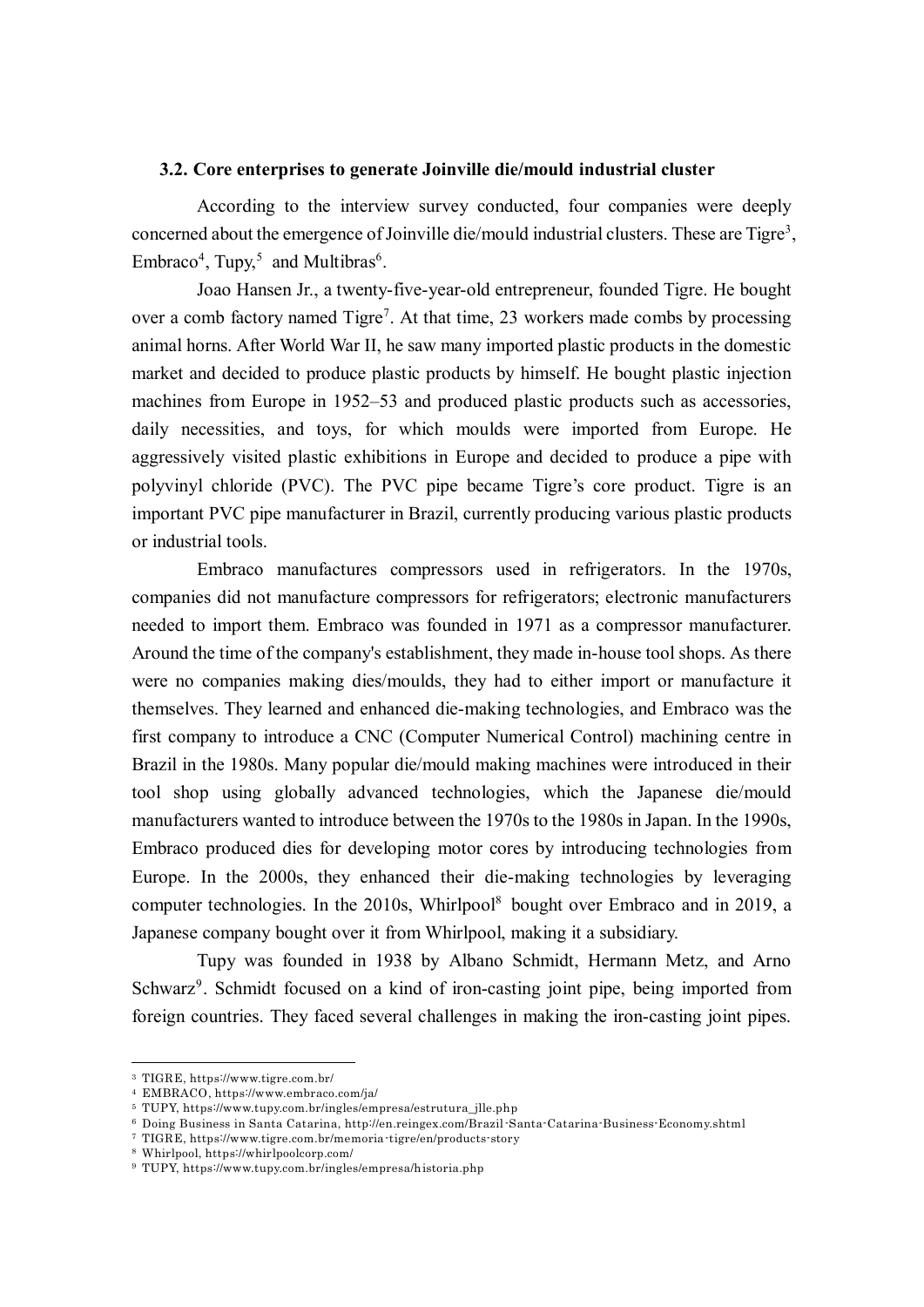### 3.2. Core enterprises to generate Joinville die/mould industrial cluster

According to the interview survey conducted, four companies were deeply concerned about the emergence of Joinville die/mould industrial clusters. These are Tigre[3], Embraco[4], Tupy,[5] and Multibras[6].

Joao Hansen Jr., a twenty-five-year-old entrepreneur, founded Tigre. He bought over a comb factory named Tigre[7]. At that time, 23 workers made combs by processing animal horns. After World War II, he saw many imported plastic products in the domestic market and decided to produce plastic products by himself. He bought plastic injection machines from Europe in 1952–53 and produced plastic products such as accessories, daily necessities, and toys, for which moulds were imported from Europe. He aggressively visited plastic exhibitions in Europe and decided to produce a pipe with polyvinyl chloride (PVC). The PVC pipe became Tigre's core product. Tigre is an important PVC pipe manufacturer in Brazil, currently producing various plastic products or industrial tools.

Embraco manufactures compressors used in refrigerators. In the 1970s, companies did not manufacture compressors for refrigerators; electronic manufacturers needed to import them. Embraco was founded in 1971 as a compressor manufacturer. Around the time of the company's establishment, they made in-house tool shops. As there were no companies making dies/moulds, they had to either import or manufacture it themselves. They learned and enhanced die-making technologies, and Embraco was the first company to introduce a CNC (Computer Numerical Control) machining centre in Brazil in the 1980s. Many popular die/mould making machines were introduced in their tool shop using globally advanced technologies, which the Japanese die/mould manufacturers wanted to introduce between the 1970s to the 1980s in Japan. In the 1990s, Embraco produced dies for developing motor cores by introducing technologies from Europe. In the 2000s, they enhanced their die-making technologies by leveraging computer technologies. In the 2010s, Whirlpool[8] bought over Embraco and in 2019, a Japanese company bought over it from Whirlpool, making it a subsidiary.

Tupy was founded in 1938 by Albano Schmidt, Hermann Metz, and Arno Schwarz[9]. Schmidt focused on a kind of iron-casting joint pipe, being imported from foreign countries. They faced several challenges in making the iron-casting joint pipes.

---

[3] TIGRE, https://www.tigre.com.br/

[4] EMBRACO, https://www.embraco.com/ja/

[5] TUPY, https://www.tupy.com.br/ingles/empresa/estrutura_jlle.php

[6] Doing Business in Santa Catarina, http://en.reingex.com/Brazil-Santa-Catarina-Business-Economy.shtml

[7] TIGRE, https://www.tigre.com.br/memoria-tigre/en/products-story

[8] Whirlpool, https://whirlpoolcorp.com/

[9] TUPY, https://www.tupy.com.br/ingles/empresa/historia.php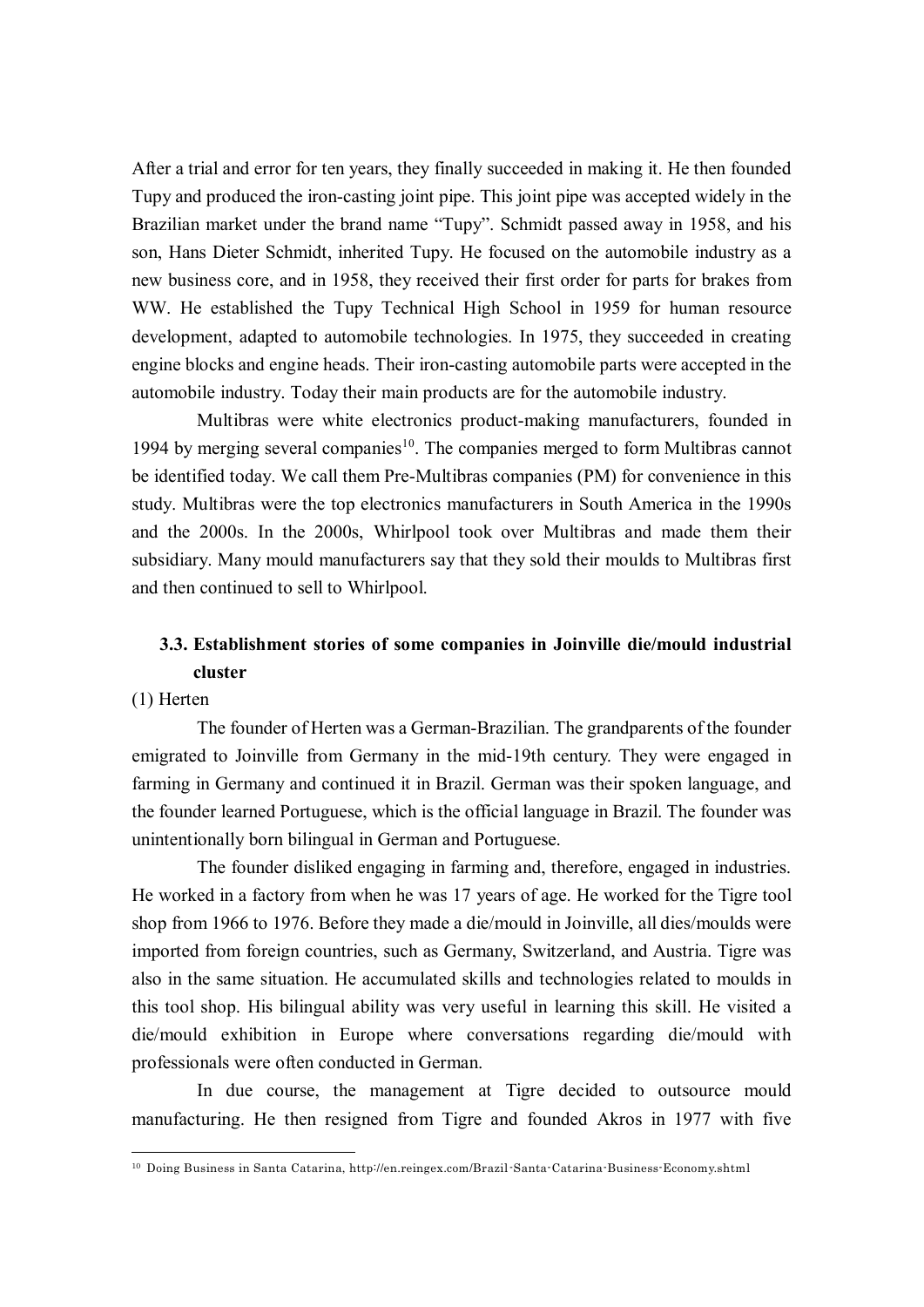After a trial and error for ten years, they finally succeeded in making it. He then founded Tupy and produced the iron-casting joint pipe. This joint pipe was accepted widely in the Brazilian market under the brand name "Tupy". Schmidt passed away in 1958, and his son, Hans Dieter Schmidt, inherited Tupy. He focused on the automobile industry as a new business core, and in 1958, they received their first order for parts for brakes from WW. He established the Tupy Technical High School in 1959 for human resource development, adapted to automobile technologies. In 1975, they succeeded in creating engine blocks and engine heads. Their iron-casting automobile parts were accepted in the automobile industry. Today their main products are for the automobile industry.

Multibras were white electronics product-making manufacturers, founded in 1994 by merging several companies[10]. The companies merged to form Multibras cannot be identified today. We call them Pre-Multibras companies (PM) for convenience in this study. Multibras were the top electronics manufacturers in South America in the 1990s and the 2000s. In the 2000s, Whirlpool took over Multibras and made them their subsidiary. Many mould manufacturers say that they sold their moulds to Multibras first and then continued to sell to Whirlpool.

### 3.3. Establishment stories of some companies in Joinville die/mould industrial cluster

(1) Herten

The founder of Herten was a German-Brazilian. The grandparents of the founder emigrated to Joinville from Germany in the mid-19th century. They were engaged in farming in Germany and continued it in Brazil. German was their spoken language, and the founder learned Portuguese, which is the official language in Brazil. The founder was unintentionally born bilingual in German and Portuguese.

The founder disliked engaging in farming and, therefore, engaged in industries. He worked in a factory from when he was 17 years of age. He worked for the Tigre tool shop from 1966 to 1976. Before they made a die/mould in Joinville, all dies/moulds were imported from foreign countries, such as Germany, Switzerland, and Austria. Tigre was also in the same situation. He accumulated skills and technologies related to moulds in this tool shop. His bilingual ability was very useful in learning this skill. He visited a die/mould exhibition in Europe where conversations regarding die/mould with professionals were often conducted in German.

In due course, the management at Tigre decided to outsource mould manufacturing. He then resigned from Tigre and founded Akros in 1977 with five

[10] Doing Business in Santa Catarina, http://en.reingex.com/Brazil-Santa-Catarina-Business-Economy.shtml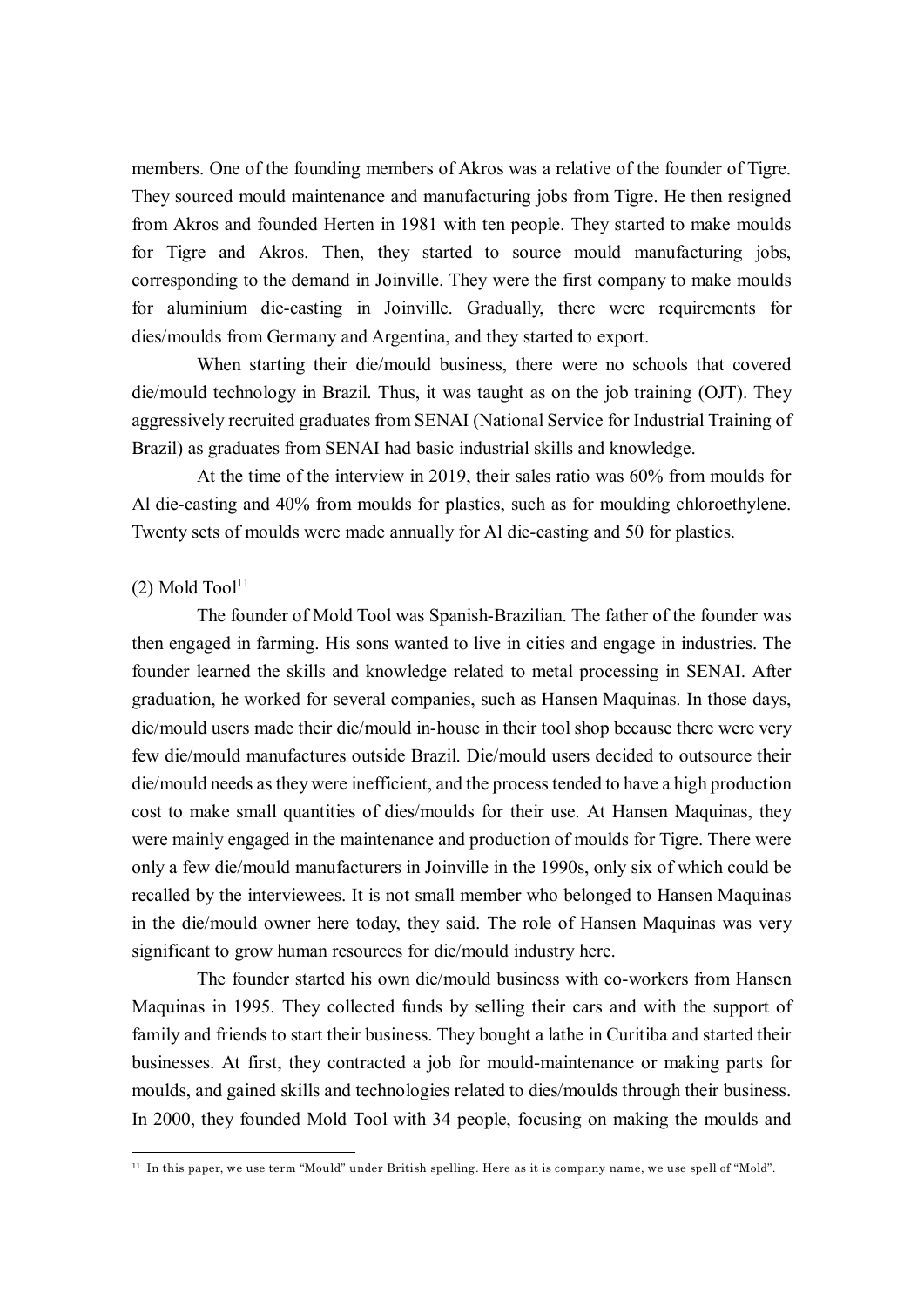members. One of the founding members of Akros was a relative of the founder of Tigre. They sourced mould maintenance and manufacturing jobs from Tigre. He then resigned from Akros and founded Herten in 1981 with ten people. They started to make moulds for Tigre and Akros. Then, they started to source mould manufacturing jobs, corresponding to the demand in Joinville. They were the first company to make moulds for aluminium die-casting in Joinville. Gradually, there were requirements for dies/moulds from Germany and Argentina, and they started to export.

When starting their die/mould business, there were no schools that covered die/mould technology in Brazil. Thus, it was taught as on the job training (OJT). They aggressively recruited graduates from SENAI (National Service for Industrial Training of Brazil) as graduates from SENAI had basic industrial skills and knowledge.

At the time of the interview in 2019, their sales ratio was 60% from moulds for Al die-casting and 40% from moulds for plastics, such as for moulding chloroethylene. Twenty sets of moulds were made annually for Al die-casting and 50 for plastics.

(2) Mold Tool[11]

The founder of Mold Tool was Spanish-Brazilian. The father of the founder was then engaged in farming. His sons wanted to live in cities and engage in industries. The founder learned the skills and knowledge related to metal processing in SENAI. After graduation, he worked for several companies, such as Hansen Maquinas. In those days, die/mould users made their die/mould in-house in their tool shop because there were very few die/mould manufactures outside Brazil. Die/mould users decided to outsource their die/mould needs as they were inefficient, and the process tended to have a high production cost to make small quantities of dies/moulds for their use. At Hansen Maquinas, they were mainly engaged in the maintenance and production of moulds for Tigre. There were only a few die/mould manufacturers in Joinville in the 1990s, only six of which could be recalled by the interviewees. It is not small member who belonged to Hansen Maquinas in the die/mould owner here today, they said. The role of Hansen Maquinas was very significant to grow human resources for die/mould industry here.

The founder started his own die/mould business with co-workers from Hansen Maquinas in 1995. They collected funds by selling their cars and with the support of family and friends to start their business. They bought a lathe in Curitiba and started their businesses. At first, they contracted a job for mould-maintenance or making parts for moulds, and gained skills and technologies related to dies/moulds through their business. In 2000, they founded Mold Tool with 34 people, focusing on making the moulds and

[11] In this paper, we use term "Mould" under British spelling. Here as it is company name, we use spell of "Mold".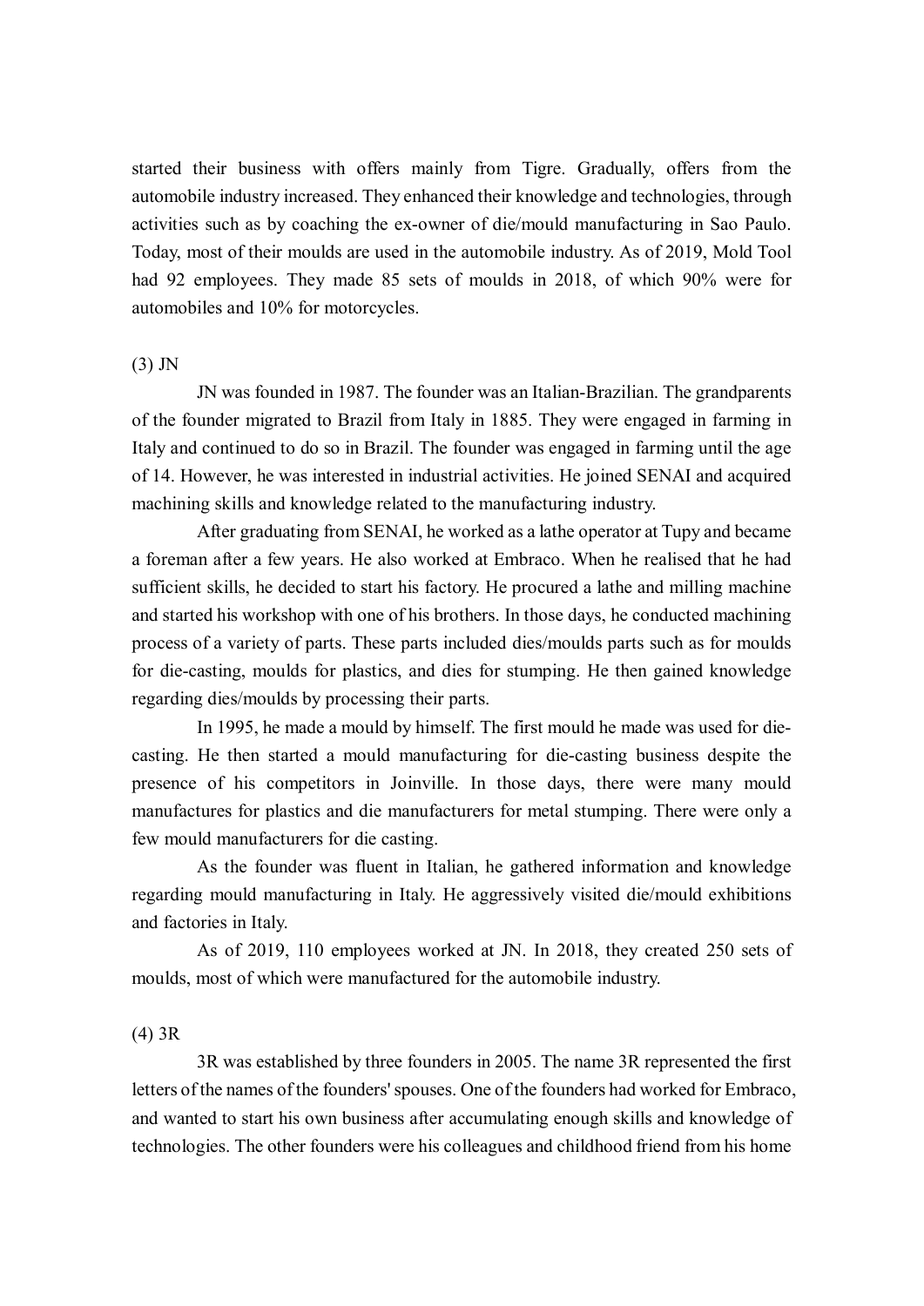started their business with offers mainly from Tigre. Gradually, offers from the automobile industry increased. They enhanced their knowledge and technologies, through activities such as by coaching the ex-owner of die/mould manufacturing in Sao Paulo. Today, most of their moulds are used in the automobile industry. As of 2019, Mold Tool had 92 employees. They made 85 sets of moulds in 2018, of which 90% were for automobiles and 10% for motorcycles.

(3) JN

JN was founded in 1987. The founder was an Italian-Brazilian. The grandparents of the founder migrated to Brazil from Italy in 1885. They were engaged in farming in Italy and continued to do so in Brazil. The founder was engaged in farming until the age of 14. However, he was interested in industrial activities. He joined SENAI and acquired machining skills and knowledge related to the manufacturing industry.

After graduating from SENAI, he worked as a lathe operator at Tupy and became a foreman after a few years. He also worked at Embraco. When he realised that he had sufficient skills, he decided to start his factory. He procured a lathe and milling machine and started his workshop with one of his brothers. In those days, he conducted machining process of a variety of parts. These parts included dies/moulds parts such as for moulds for die-casting, moulds for plastics, and dies for stumping. He then gained knowledge regarding dies/moulds by processing their parts.

In 1995, he made a mould by himself. The first mould he made was used for die-casting. He then started a mould manufacturing for die-casting business despite the presence of his competitors in Joinville. In those days, there were many mould manufactures for plastics and die manufacturers for metal stumping. There were only a few mould manufacturers for die casting.

As the founder was fluent in Italian, he gathered information and knowledge regarding mould manufacturing in Italy. He aggressively visited die/mould exhibitions and factories in Italy.

As of 2019, 110 employees worked at JN. In 2018, they created 250 sets of moulds, most of which were manufactured for the automobile industry.

(4) 3R

3R was established by three founders in 2005. The name 3R represented the first letters of the names of the founders' spouses. One of the founders had worked for Embraco, and wanted to start his own business after accumulating enough skills and knowledge of technologies. The other founders were his colleagues and childhood friend from his home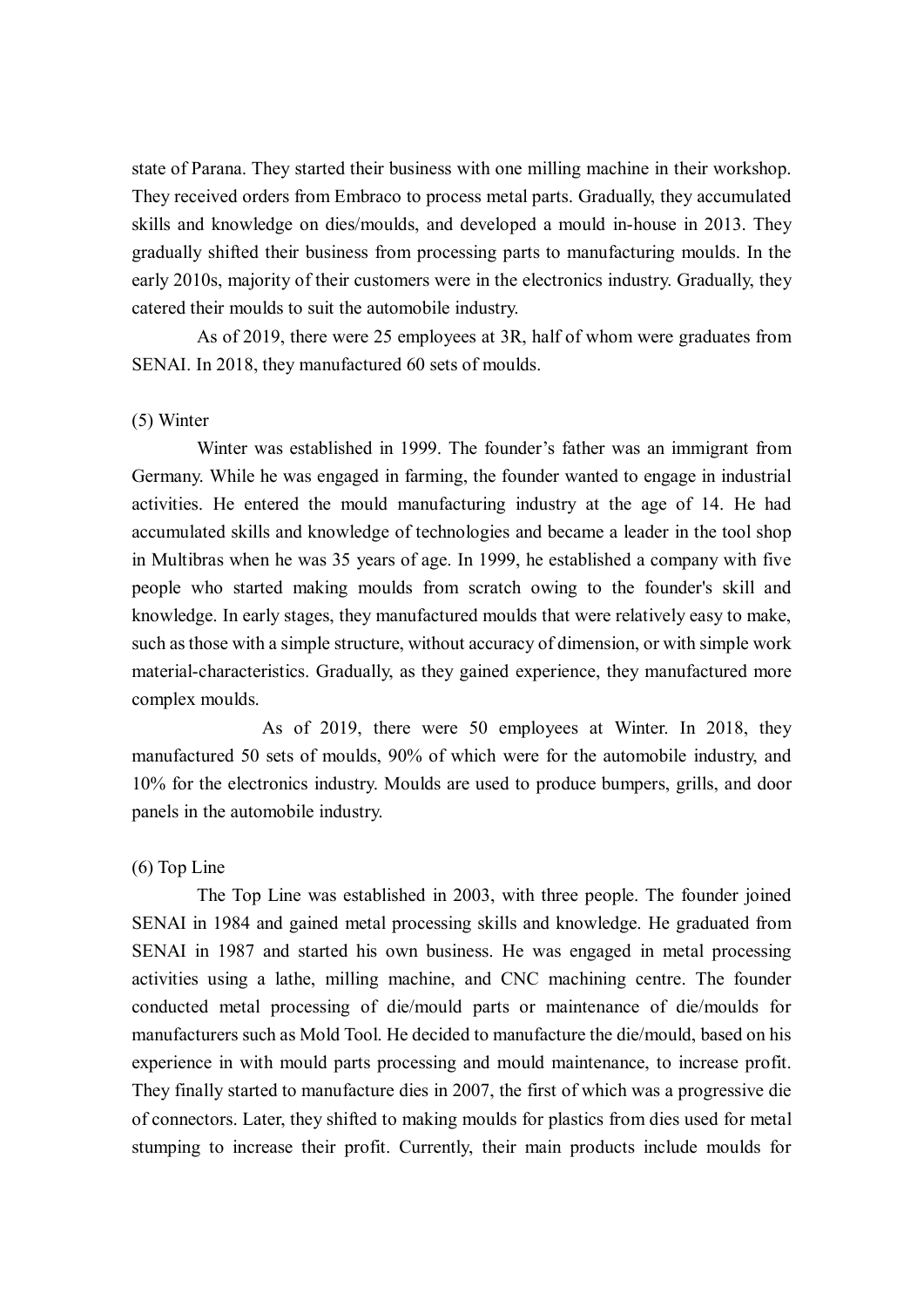state of Parana. They started their business with one milling machine in their workshop. They received orders from Embraco to process metal parts. Gradually, they accumulated skills and knowledge on dies/moulds, and developed a mould in-house in 2013. They gradually shifted their business from processing parts to manufacturing moulds. In the early 2010s, majority of their customers were in the electronics industry. Gradually, they catered their moulds to suit the automobile industry.

As of 2019, there were 25 employees at 3R, half of whom were graduates from SENAI. In 2018, they manufactured 60 sets of moulds.

(5) Winter

Winter was established in 1999. The founder's father was an immigrant from Germany. While he was engaged in farming, the founder wanted to engage in industrial activities. He entered the mould manufacturing industry at the age of 14. He had accumulated skills and knowledge of technologies and became a leader in the tool shop in Multibras when he was 35 years of age. In 1999, he established a company with five people who started making moulds from scratch owing to the founder's skill and knowledge. In early stages, they manufactured moulds that were relatively easy to make, such as those with a simple structure, without accuracy of dimension, or with simple work material-characteristics. Gradually, as they gained experience, they manufactured more complex moulds.

As of 2019, there were 50 employees at Winter. In 2018, they manufactured 50 sets of moulds, 90% of which were for the automobile industry, and 10% for the electronics industry. Moulds are used to produce bumpers, grills, and door panels in the automobile industry.

(6) Top Line

The Top Line was established in 2003, with three people. The founder joined SENAI in 1984 and gained metal processing skills and knowledge. He graduated from SENAI in 1987 and started his own business. He was engaged in metal processing activities using a lathe, milling machine, and CNC machining centre. The founder conducted metal processing of die/mould parts or maintenance of die/moulds for manufacturers such as Mold Tool. He decided to manufacture the die/mould, based on his experience in with mould parts processing and mould maintenance, to increase profit. They finally started to manufacture dies in 2007, the first of which was a progressive die of connectors. Later, they shifted to making moulds for plastics from dies used for metal stumping to increase their profit. Currently, their main products include moulds for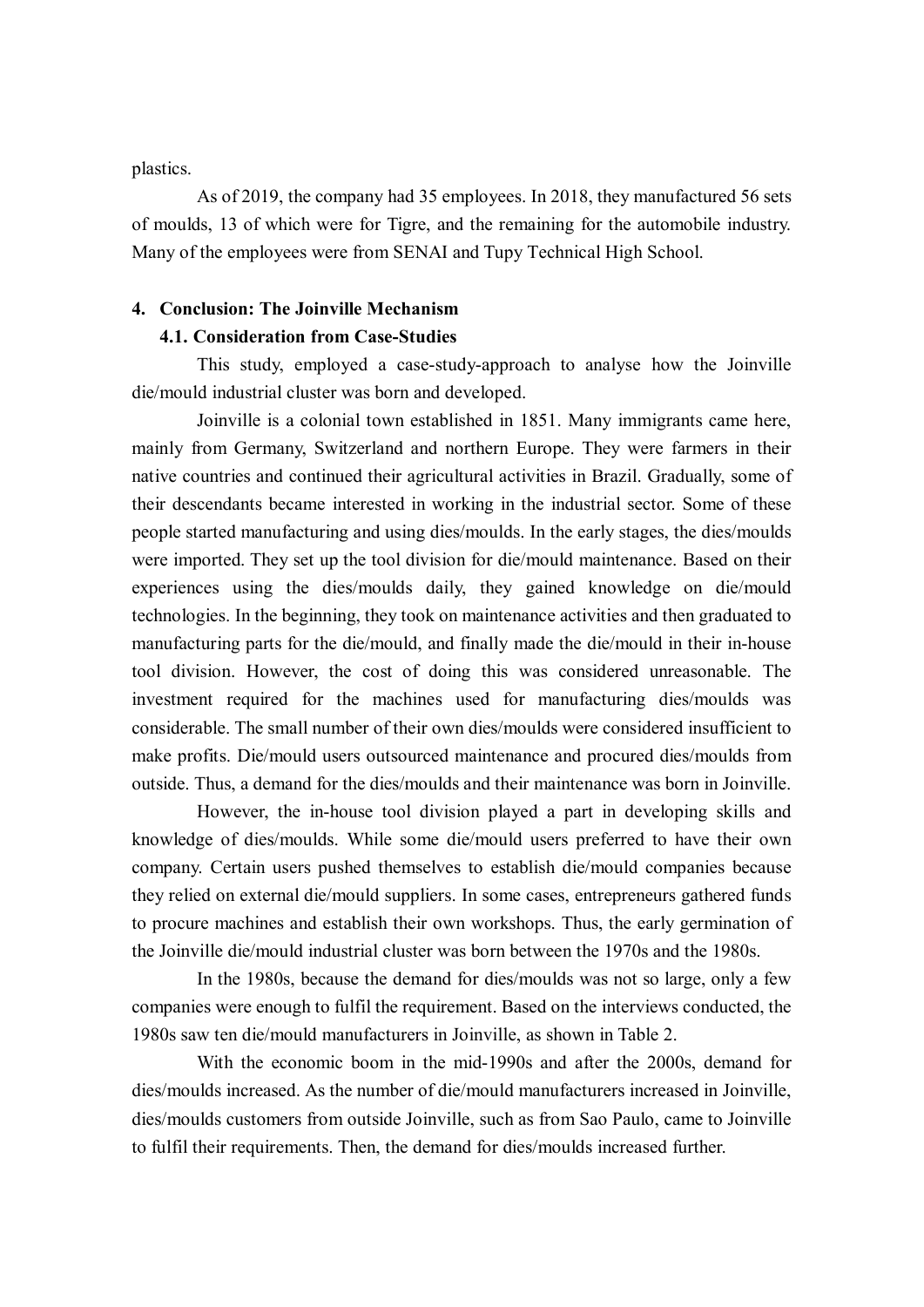plastics.

As of 2019, the company had 35 employees. In 2018, they manufactured 56 sets of moulds, 13 of which were for Tigre, and the remaining for the automobile industry. Many of the employees were from SENAI and Tupy Technical High School.

## 4. Conclusion: The Joinville Mechanism

### 4.1. Consideration from Case-Studies

This study, employed a case-study-approach to analyse how the Joinville die/mould industrial cluster was born and developed.

Joinville is a colonial town established in 1851. Many immigrants came here, mainly from Germany, Switzerland and northern Europe. They were farmers in their native countries and continued their agricultural activities in Brazil. Gradually, some of their descendants became interested in working in the industrial sector. Some of these people started manufacturing and using dies/moulds. In the early stages, the dies/moulds were imported. They set up the tool division for die/mould maintenance. Based on their experiences using the dies/moulds daily, they gained knowledge on die/mould technologies. In the beginning, they took on maintenance activities and then graduated to manufacturing parts for the die/mould, and finally made the die/mould in their in-house tool division. However, the cost of doing this was considered unreasonable. The investment required for the machines used for manufacturing dies/moulds was considerable. The small number of their own dies/moulds were considered insufficient to make profits. Die/mould users outsourced maintenance and procured dies/moulds from outside. Thus, a demand for the dies/moulds and their maintenance was born in Joinville.

However, the in-house tool division played a part in developing skills and knowledge of dies/moulds. While some die/mould users preferred to have their own company. Certain users pushed themselves to establish die/mould companies because they relied on external die/mould suppliers. In some cases, entrepreneurs gathered funds to procure machines and establish their own workshops. Thus, the early germination of the Joinville die/mould industrial cluster was born between the 1970s and the 1980s.

In the 1980s, because the demand for dies/moulds was not so large, only a few companies were enough to fulfil the requirement. Based on the interviews conducted, the 1980s saw ten die/mould manufacturers in Joinville, as shown in Table 2.

With the economic boom in the mid-1990s and after the 2000s, demand for dies/moulds increased. As the number of die/mould manufacturers increased in Joinville, dies/moulds customers from outside Joinville, such as from Sao Paulo, came to Joinville to fulfil their requirements. Then, the demand for dies/moulds increased further.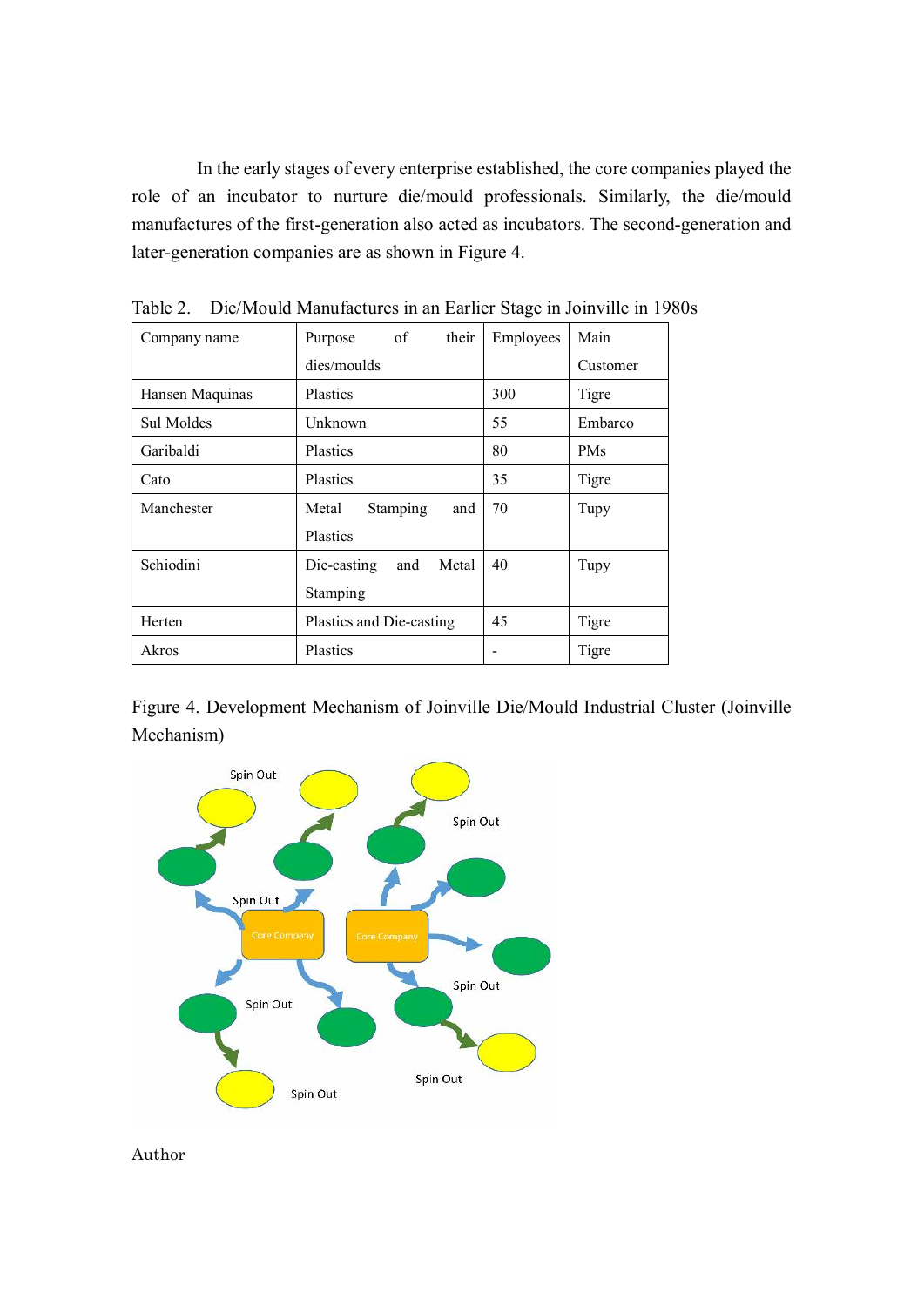In the early stages of every enterprise established, the core companies played the role of an incubator to nurture die/mould professionals. Similarly, the die/mould manufactures of the first-generation also acted as incubators. The second-generation and later-generation companies are as shown in Figure 4.

Table 2. Die/Mould Manufactures in an Earlier Stage in Joinville in 1980s

| Company name | Purpose of their dies/moulds | Employees | Main Customer |
|---|---|---|---|
| Hansen Maquinas | Plastics | 300 | Tigre |
| Sul Moldes | Unknown | 55 | Embarco |
| Garibaldi | Plastics | 80 | PMs |
| Cato | Plastics | 35 | Tigre |
| Manchester | Metal Stamping and Plastics | 70 | Tupy |
| Schiodini | Die-casting and Metal Stamping | 40 | Tupy |
| Herten | Plastics and Die-casting | 45 | Tigre |
| Akros | Plastics | - | Tigre |

Figure 4. Development Mechanism of Joinville Die/Mould Industrial Cluster (Joinville Mechanism)

Author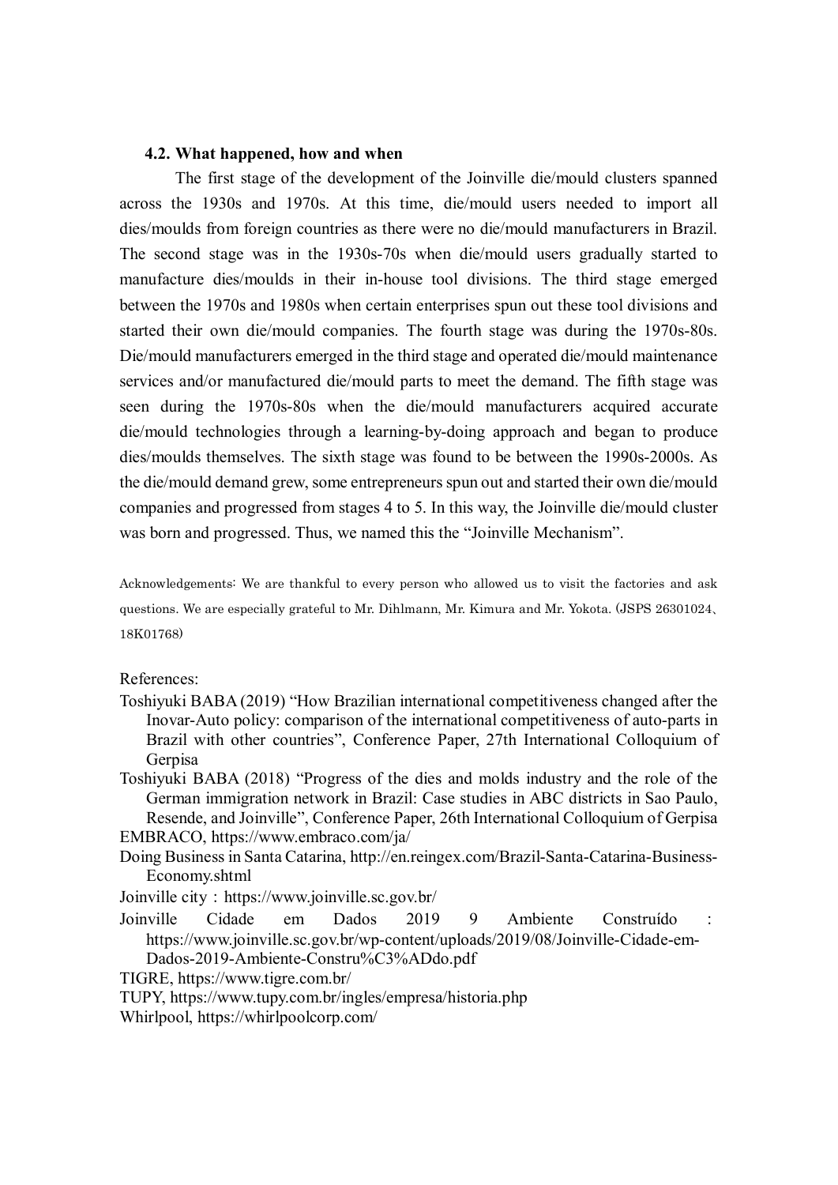### 4.2. What happened, how and when

The first stage of the development of the Joinville die/mould clusters spanned across the 1930s and 1970s. At this time, die/mould users needed to import all dies/moulds from foreign countries as there were no die/mould manufacturers in Brazil. The second stage was in the 1930s-70s when die/mould users gradually started to manufacture dies/moulds in their in-house tool divisions. The third stage emerged between the 1970s and 1980s when certain enterprises spun out these tool divisions and started their own die/mould companies. The fourth stage was during the 1970s-80s. Die/mould manufacturers emerged in the third stage and operated die/mould maintenance services and/or manufactured die/mould parts to meet the demand. The fifth stage was seen during the 1970s-80s when the die/mould manufacturers acquired accurate die/mould technologies through a learning-by-doing approach and began to produce dies/moulds themselves. The sixth stage was found to be between the 1990s-2000s. As the die/mould demand grew, some entrepreneurs spun out and started their own die/mould companies and progressed from stages 4 to 5. In this way, the Joinville die/mould cluster was born and progressed. Thus, we named this the "Joinville Mechanism".

Acknowledgements: We are thankful to every person who allowed us to visit the factories and ask questions. We are especially grateful to Mr. Dihlmann, Mr. Kimura and Mr. Yokota. (JSPS 26301024、18K01768)

References:

Toshiyuki BABA (2019) "How Brazilian international competitiveness changed after the Inovar-Auto policy: comparison of the international competitiveness of auto-parts in Brazil with other countries", Conference Paper, 27th International Colloquium of Gerpisa

Toshiyuki BABA (2018) "Progress of the dies and molds industry and the role of the German immigration network in Brazil: Case studies in ABC districts in Sao Paulo, Resende, and Joinville", Conference Paper, 26th International Colloquium of Gerpisa

EMBRACO, https://www.embraco.com/ja/

Doing Business in Santa Catarina, http://en.reingex.com/Brazil-Santa-Catarina-Business-Economy.shtml

Joinville city：https://www.joinville.sc.gov.br/

Joinville Cidade em Dados 2019 9 Ambiente Construído : https://www.joinville.sc.gov.br/wp-content/uploads/2019/08/Joinville-Cidade-em-Dados-2019-Ambiente-Constru%C3%ADdo.pdf

TIGRE, https://www.tigre.com.br/

TUPY, https://www.tupy.com.br/ingles/empresa/historia.php

Whirlpool, https://whirlpoolcorp.com/